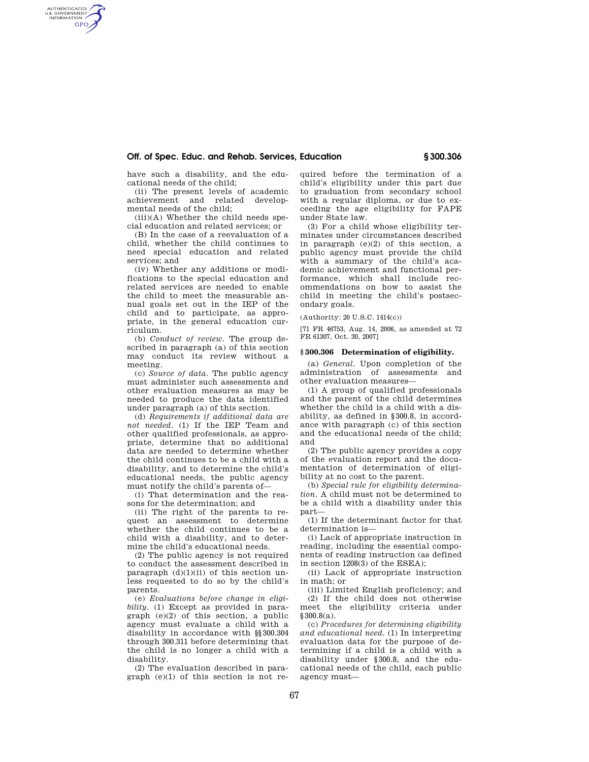have such a disability, and the educational needs of the child;

(ii) The present levels of academic achievement and related developmental needs of the child;

(iii)(A) Whether the child needs special education and related services; or

(B) In the case of a reevaluation of a child, whether the child continues to need special education and related services; and

(iv) Whether any additions or modifications to the special education and related services are needed to enable the child to meet the measurable annual goals set out in the IEP of the child and to participate, as appropriate, in the general education curriculum.

(b) *Conduct of review.* The group described in paragraph (a) of this section may conduct its review without a meeting.

(c) *Source of data.* The public agency must administer such assessments and other evaluation measures as may be needed to produce the data identified under paragraph (a) of this section.

(d) *Requirements if additional data are not needed.* (1) If the IEP Team and other qualified professionals, as appropriate, determine that no additional data are needed to determine whether the child continues to be a child with a disability, and to determine the child's educational needs, the public agency must notify the child's parents of—

(i) That determination and the reasons for the determination; and

(ii) The right of the parents to request an assessment to determine whether the child continues to be a child with a disability, and to determine the child's educational needs.

(2) The public agency is not required to conduct the assessment described in paragraph (d)(1)(ii) of this section unless requested to do so by the child's parents.

(e) *Evaluations before change in eligibility.* (1) Except as provided in paragraph (e)(2) of this section, a public agency must evaluate a child with a disability in accordance with §§300.304 through 300.311 before determining that the child is no longer a child with a disability.

(2) The evaluation described in paragraph (e)(1) of this section is not required before the termination of a child's eligibility under this part due to graduation from secondary school with a regular diploma, or due to exceeding the age eligibility for FAPE under State law.

(3) For a child whose eligibility terminates under circumstances described in paragraph (e)(2) of this section, a public agency must provide the child with a summary of the child's academic achievement and functional performance, which shall include recommendations on how to assist the child in meeting the child's postsecondary goals.

(Authority: 20 U.S.C. 1414(c))

[71 FR 46753, Aug. 14, 2006, as amended at 72 FR 61307, Oct. 30, 2007]

## §300.306 Determination of eligibility.

(a) *General.* Upon completion of the administration of assessments and other evaluation measures—

(1) A group of qualified professionals and the parent of the child determines whether the child is a child with a disability, as defined in §300.8, in accordance with paragraph (c) of this section and the educational needs of the child; and

(2) The public agency provides a copy of the evaluation report and the documentation of determination of eligibility at no cost to the parent.

(b) *Special rule for eligibility determination.* A child must not be determined to be a child with a disability under this part—

(1) If the determinant factor for that determination is—

(i) Lack of appropriate instruction in reading, including the essential components of reading instruction (as defined in section 1208(3) of the ESEA);

(ii) Lack of appropriate instruction in math; or

(iii) Limited English proficiency; and

(2) If the child does not otherwise meet the eligibility criteria under §300.8(a).

(c) *Procedures for determining eligibility and educational need.* (1) In interpreting evaluation data for the purpose of determining if a child is a child with a disability under §300.8, and the educational needs of the child, each public agency must—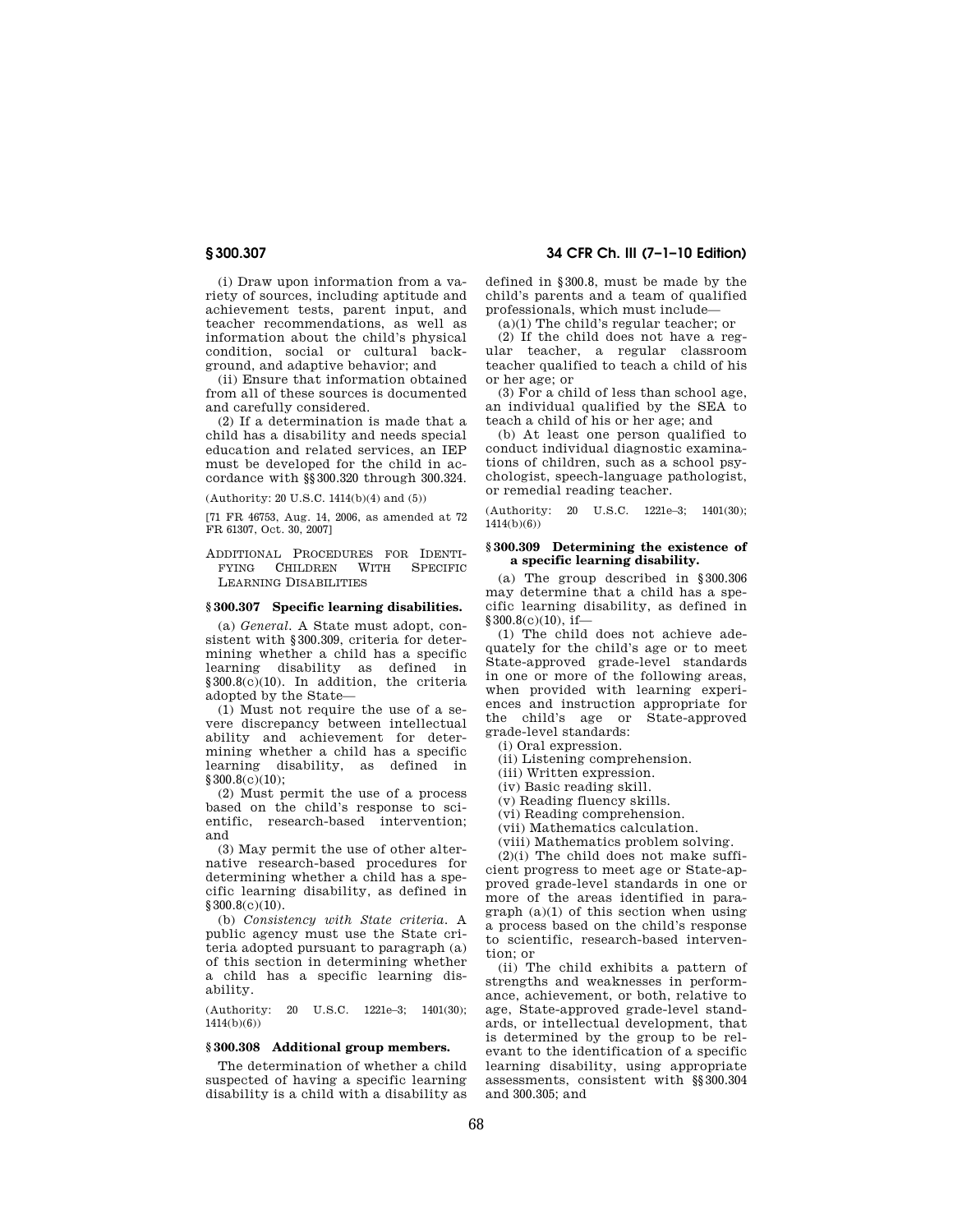(i) Draw upon information from a variety of sources, including aptitude and achievement tests, parent input, and teacher recommendations, as well as information about the child's physical condition, social or cultural background, and adaptive behavior; and

(ii) Ensure that information obtained from all of these sources is documented and carefully considered.

(2) If a determination is made that a child has a disability and needs special education and related services, an IEP must be developed for the child in accordance with §§300.320 through 300.324.

(Authority: 20 U.S.C. 1414(b)(4) and (5))

[71 FR 46753, Aug. 14, 2006, as amended at 72 FR 61307, Oct. 30, 2007]

## Additional Procedures for Identifying Children With Specific Learning Disabilities

### §300.307 Specific learning disabilities.

(a) *General.* A State must adopt, consistent with §300.309, criteria for determining whether a child has a specific learning disability as defined in §300.8(c)(10). In addition, the criteria adopted by the State—

(1) Must not require the use of a severe discrepancy between intellectual ability and achievement for determining whether a child has a specific learning disability, as defined in §300.8(c)(10);

(2) Must permit the use of a process based on the child's response to scientific, research-based intervention; and

(3) May permit the use of other alternative research-based procedures for determining whether a child has a specific learning disability, as defined in §300.8(c)(10).

(b) *Consistency with State criteria.* A public agency must use the State criteria adopted pursuant to paragraph (a) of this section in determining whether a child has a specific learning disability.

(Authority: 20 U.S.C. 1221e–3; 1401(30); 1414(b)(6))

### §300.308 Additional group members.

The determination of whether a child suspected of having a specific learning disability is a child with a disability as defined in §300.8, must be made by the child's parents and a team of qualified professionals, which must include—

(a)(1) The child's regular teacher; or

(2) If the child does not have a regular teacher, a regular classroom teacher qualified to teach a child of his or her age; or

(3) For a child of less than school age, an individual qualified by the SEA to teach a child of his or her age; and

(b) At least one person qualified to conduct individual diagnostic examinations of children, such as a school psychologist, speech-language pathologist, or remedial reading teacher.

(Authority: 20 U.S.C. 1221e–3; 1401(30); 1414(b)(6))

### §300.309 Determining the existence of a specific learning disability.

(a) The group described in §300.306 may determine that a child has a specific learning disability, as defined in §300.8(c)(10), if—

(1) The child does not achieve adequately for the child's age or to meet State-approved grade-level standards in one or more of the following areas, when provided with learning experiences and instruction appropriate for the child's age or State-approved grade-level standards:

(i) Oral expression.

(ii) Listening comprehension.

(iii) Written expression.

(iv) Basic reading skill.

(v) Reading fluency skills.

(vi) Reading comprehension.

(vii) Mathematics calculation.

(viii) Mathematics problem solving.

(2)(i) The child does not make sufficient progress to meet age or State-approved grade-level standards in one or more of the areas identified in paragraph (a)(1) of this section when using a process based on the child's response to scientific, research-based intervention; or

(ii) The child exhibits a pattern of strengths and weaknesses in performance, achievement, or both, relative to age, State-approved grade-level standards, or intellectual development, that is determined by the group to be relevant to the identification of a specific learning disability, using appropriate assessments, consistent with §§300.304 and 300.305; and